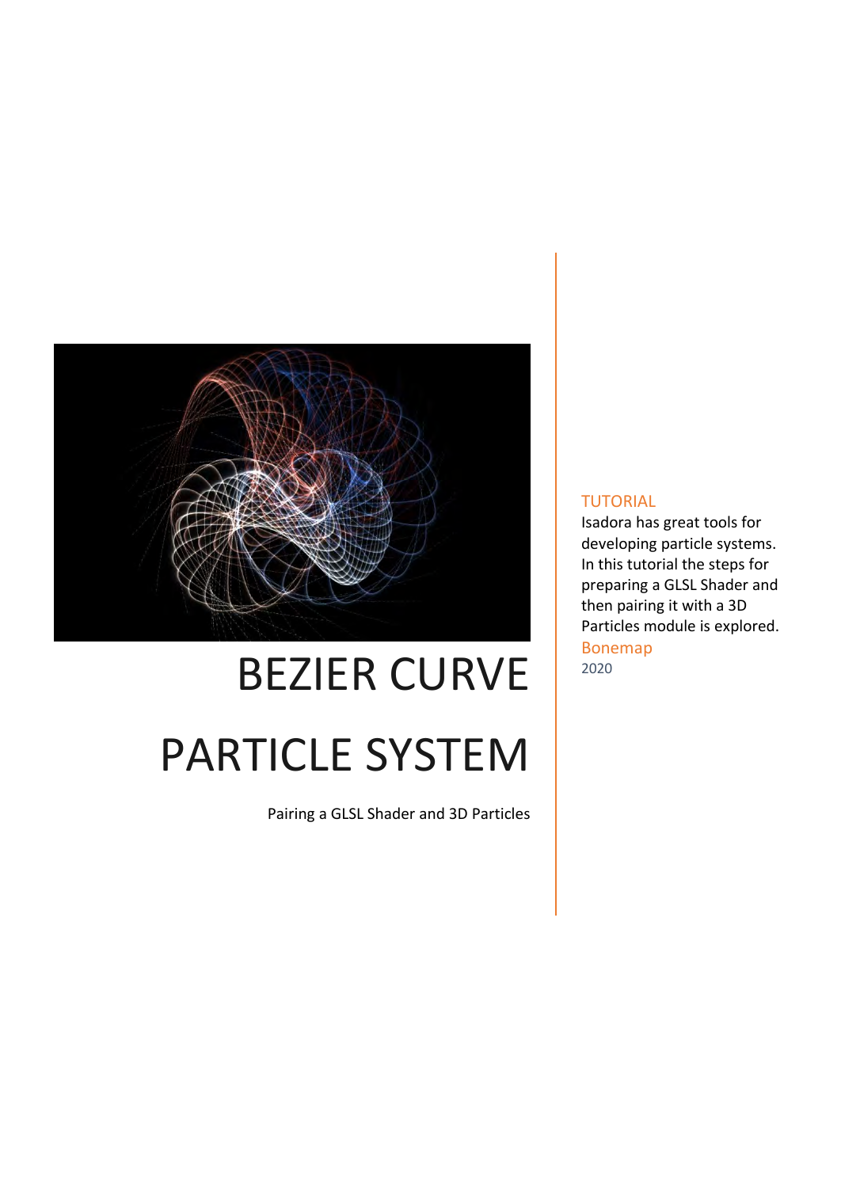# BEZIER CURVE PARTICLE SYSTEM

Pairing a GLSL Shader and 3D Particles

TUTORIAL

Isadora has great tools for developing particle systems. In this tutorial the steps for preparing a GLSL Shader and then pairing it with a 3D Particles module is explored.

Bonemap

2020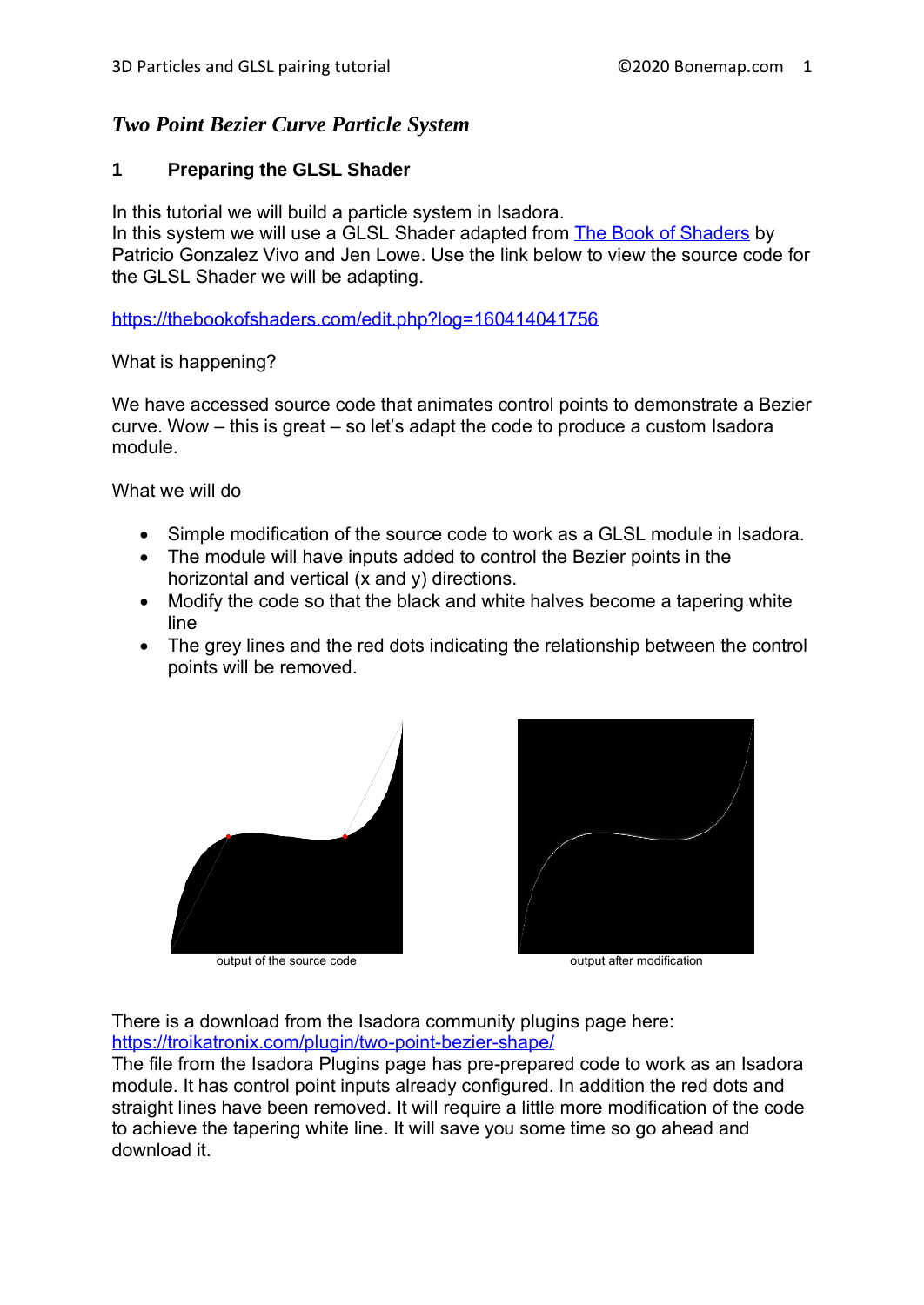## *Two Point Bezier Curve Particle System*

### 1 Preparing the GLSL Shader

In this tutorial we will build a particle system in Isadora.
In this system we will use a GLSL Shader adapted from [The Book of Shaders](https://thebookofshaders.com) by Patricio Gonzalez Vivo and Jen Lowe. Use the link below to view the source code for the GLSL Shader we will be adapting.

https://thebookofshaders.com/edit.php?log=160414041756

What is happening?

We have accessed source code that animates control points to demonstrate a Bezier curve. Wow – this is great – so let's adapt the code to produce a custom Isadora module.

What we will do

- Simple modification of the source code to work as a GLSL module in Isadora.
- The module will have inputs added to control the Bezier points in the horizontal and vertical (x and y) directions.
- Modify the code so that the black and white halves become a tapering white line
- The grey lines and the red dots indicating the relationship between the control points will be removed.

output of the source code

output after modification

There is a download from the Isadora community plugins page here:
https://troikatronix.com/plugin/two-point-bezier-shape/
The file from the Isadora Plugins page has pre-prepared code to work as an Isadora module. It has control point inputs already configured. In addition the red dots and straight lines have been removed. It will require a little more modification of the code to achieve the tapering white line. It will save you some time so go ahead and download it.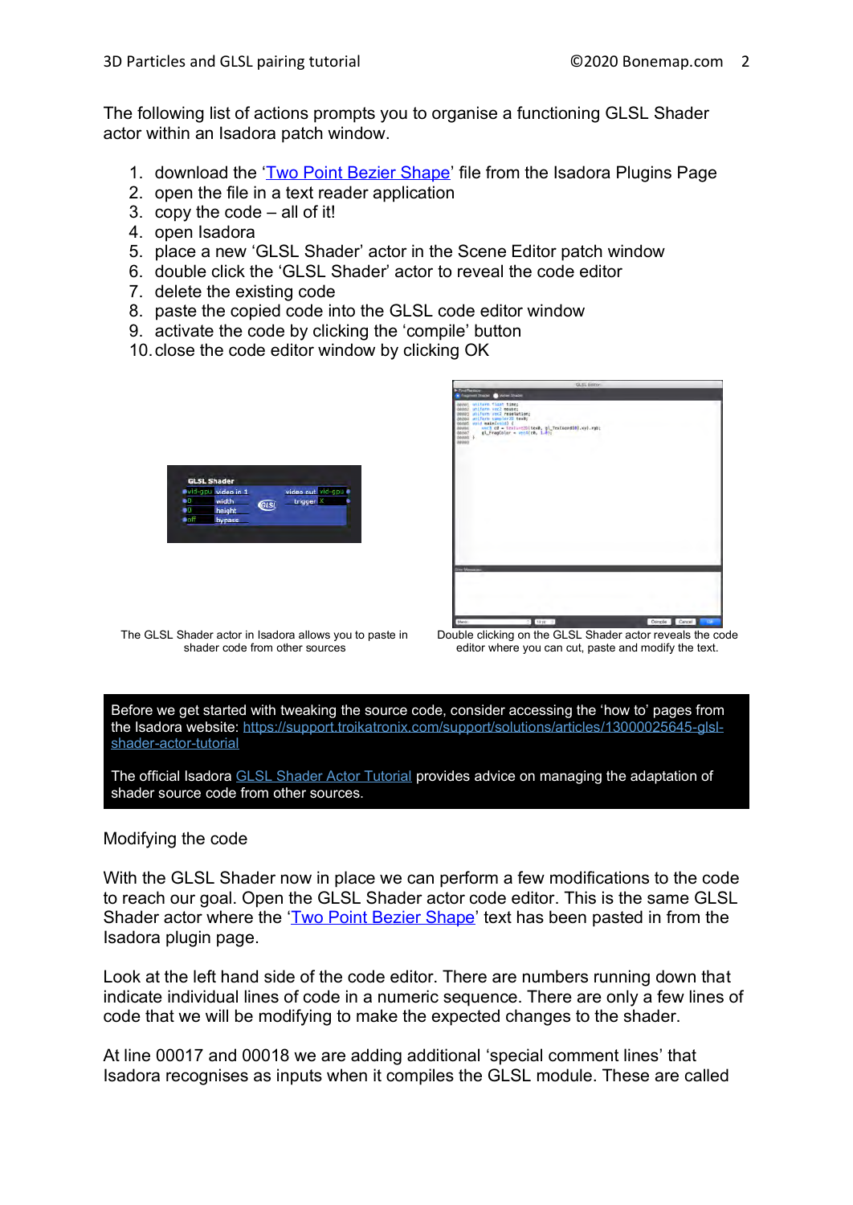The following list of actions prompts you to organise a functioning GLSL Shader actor within an Isadora patch window.

1. download the '[Two Point Bezier Shape]' file from the Isadora Plugins Page
2. open the file in a text reader application
3. copy the code – all of it!
4. open Isadora
5. place a new 'GLSL Shader' actor in the Scene Editor patch window
6. double click the 'GLSL Shader' actor to reveal the code editor
7. delete the existing code
8. paste the copied code into the GLSL code editor window
9. activate the code by clicking the 'compile' button
10. close the code editor window by clicking OK

The GLSL Shader actor in Isadora allows you to paste in shader code from other sources

Double clicking on the GLSL Shader actor reveals the code editor where you can cut, paste and modify the text.

Before we get started with tweaking the source code, consider accessing the 'how to' pages from the Isadora website: https://support.troikatronix.com/support/solutions/articles/13000025645-glsl-shader-actor-tutorial

The official Isadora GLSL Shader Actor Tutorial provides advice on managing the adaptation of shader source code from other sources.

Modifying the code

With the GLSL Shader now in place we can perform a few modifications to the code to reach our goal. Open the GLSL Shader actor code editor. This is the same GLSL Shader actor where the 'Two Point Bezier Shape' text has been pasted in from the Isadora plugin page.

Look at the left hand side of the code editor. There are numbers running down that indicate individual lines of code in a numeric sequence. There are only a few lines of code that we will be modifying to make the expected changes to the shader.

At line 00017 and 00018 we are adding additional 'special comment lines' that Isadora recognises as inputs when it compiles the GLSL module. These are called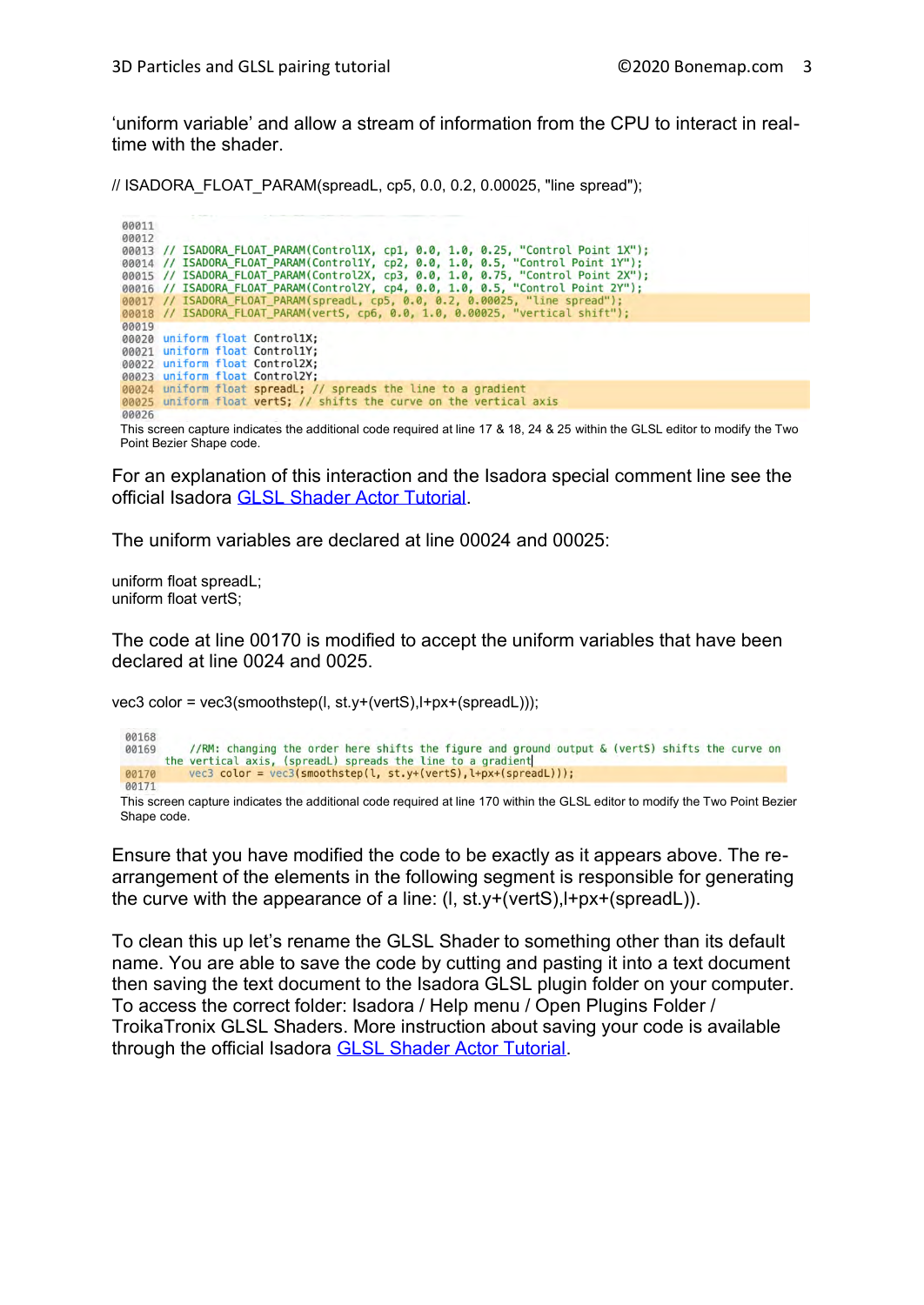'uniform variable' and allow a stream of information from the CPU to interact in real-time with the shader.

// ISADORA_FLOAT_PARAM(spreadL, cp5, 0.0, 0.2, 0.00025, "line spread");

```
00011
00012
00013 // ISADORA_FLOAT_PARAM(Control1X, cp1, 0.0, 1.0, 0.25, "Control Point 1X");
00014 // ISADORA_FLOAT_PARAM(Control1Y, cp2, 0.0, 1.0, 0.5, "Control Point 1Y");
00015 // ISADORA_FLOAT_PARAM(Control2X, cp3, 0.0, 1.0, 0.75, "Control Point 2X");
00016 // ISADORA_FLOAT_PARAM(Control2Y, cp4, 0.0, 1.0, 0.5, "Control Point 2Y");
00017 // ISADORA_FLOAT_PARAM(spreadL, cp5, 0.0, 0.2, 0.00025, "line spread");
00018 // ISADORA_FLOAT_PARAM(vertS, cp6, 0.0, 1.0, 0.00025, "vertical shift");
00019
00020 uniform float Control1X;
00021 uniform float Control1Y;
00022 uniform float Control2X;
00023 uniform float Control2Y;
00024 uniform float spreadL; // spreads the line to a gradient
00025 uniform float vertS; // shifts the curve on the vertical axis
00026
```

This screen capture indicates the additional code required at line 17 & 18, 24 & 25 within the GLSL editor to modify the Two Point Bezier Shape code.

For an explanation of this interaction and the Isadora special comment line see the official Isadora GLSL Shader Actor Tutorial.

The uniform variables are declared at line 00024 and 00025:

```
uniform float spreadL;
uniform float vertS;
```

The code at line 00170 is modified to accept the uniform variables that have been declared at line 0024 and 0025.

```
vec3 color = vec3(smoothstep(l, st.y+(vertS),l+px+(spreadL)));
```

```
00168
00169     //RM: changing the order here shifts the figure and ground output & (vertS) shifts the curve on
    the vertical axis, (spreadL) spreads the line to a gradient
00170     vec3 color = vec3(smoothstep(l, st.y+(vertS),l+px+(spreadL)));
00171
```

This screen capture indicates the additional code required at line 170 within the GLSL editor to modify the Two Point Bezier Shape code.

Ensure that you have modified the code to be exactly as it appears above. The re-arrangement of the elements in the following segment is responsible for generating the curve with the appearance of a line: (l, st.y+(vertS),l+px+(spreadL)).

To clean this up let's rename the GLSL Shader to something other than its default name. You are able to save the code by cutting and pasting it into a text document then saving the text document to the Isadora GLSL plugin folder on your computer. To access the correct folder: Isadora / Help menu / Open Plugins Folder / TroikaTronix GLSL Shaders. More instruction about saving your code is available through the official Isadora GLSL Shader Actor Tutorial.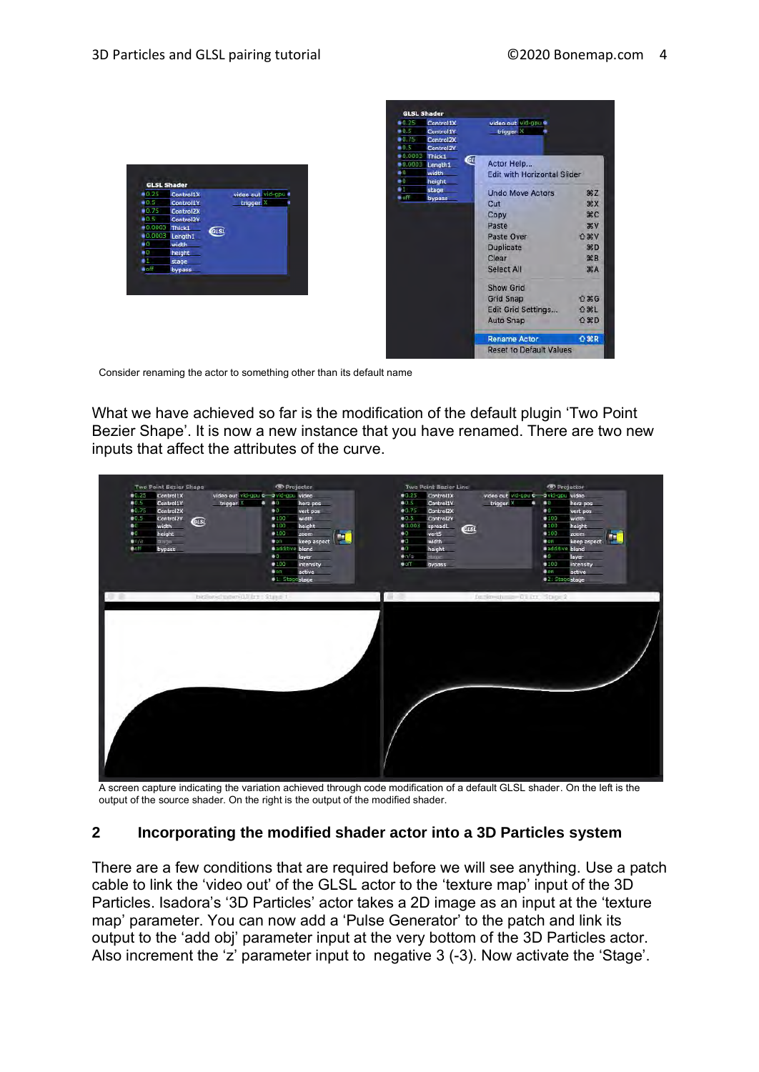Consider renaming the actor to something other than its default name

What we have achieved so far is the modification of the default plugin ‘Two Point Bezier Shape’. It is now a new instance that you have renamed. There are two new inputs that affect the attributes of the curve.

A screen capture indicating the variation achieved through code modification of a default GLSL shader. On the left is the output of the source shader. On the right is the output of the modified shader.

## 2 Incorporating the modified shader actor into a 3D Particles system

There are a few conditions that are required before we will see anything. Use a patch cable to link the ‘video out’ of the GLSL actor to the ‘texture map’ input of the 3D Particles. Isadora’s ‘3D Particles’ actor takes a 2D image as an input at the ‘texture map’ parameter. You can now add a ‘Pulse Generator’ to the patch and link its output to the ‘add obj’ parameter input at the very bottom of the 3D Particles actor. Also increment the ‘z’ parameter input to negative 3 (-3). Now activate the ‘Stage’.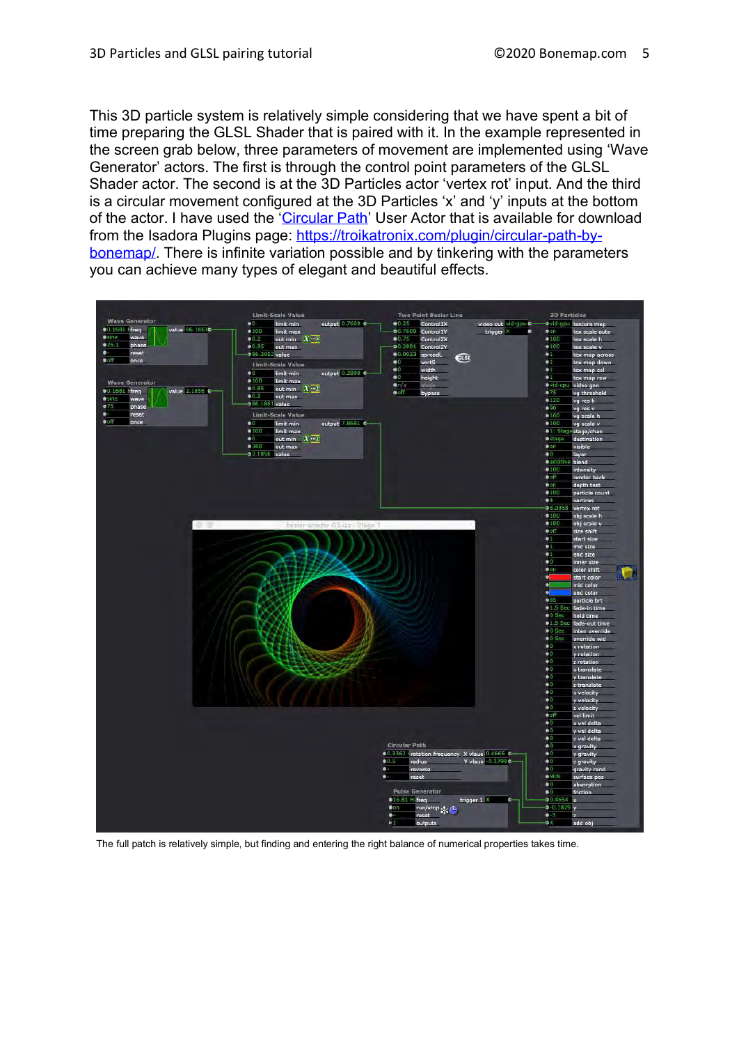This 3D particle system is relatively simple considering that we have spent a bit of time preparing the GLSL Shader that is paired with it. In the example represented in the screen grab below, three parameters of movement are implemented using 'Wave Generator' actors. The first is through the control point parameters of the GLSL Shader actor. The second is at the 3D Particles actor 'vertex rot' input. And the third is a circular movement configured at the 3D Particles 'x' and 'y' inputs at the bottom of the actor. I have used the '[Circular Path](https://troikatronix.com/plugin/circular-path-by-bonemap/)' User Actor that is available for download from the Isadora Plugins page: [https://troikatronix.com/plugin/circular-path-by-bonemap/](https://troikatronix.com/plugin/circular-path-by-bonemap/). There is infinite variation possible and by tinkering with the parameters you can achieve many types of elegant and beautiful effects.

The full patch is relatively simple, but finding and entering the right balance of numerical properties takes time.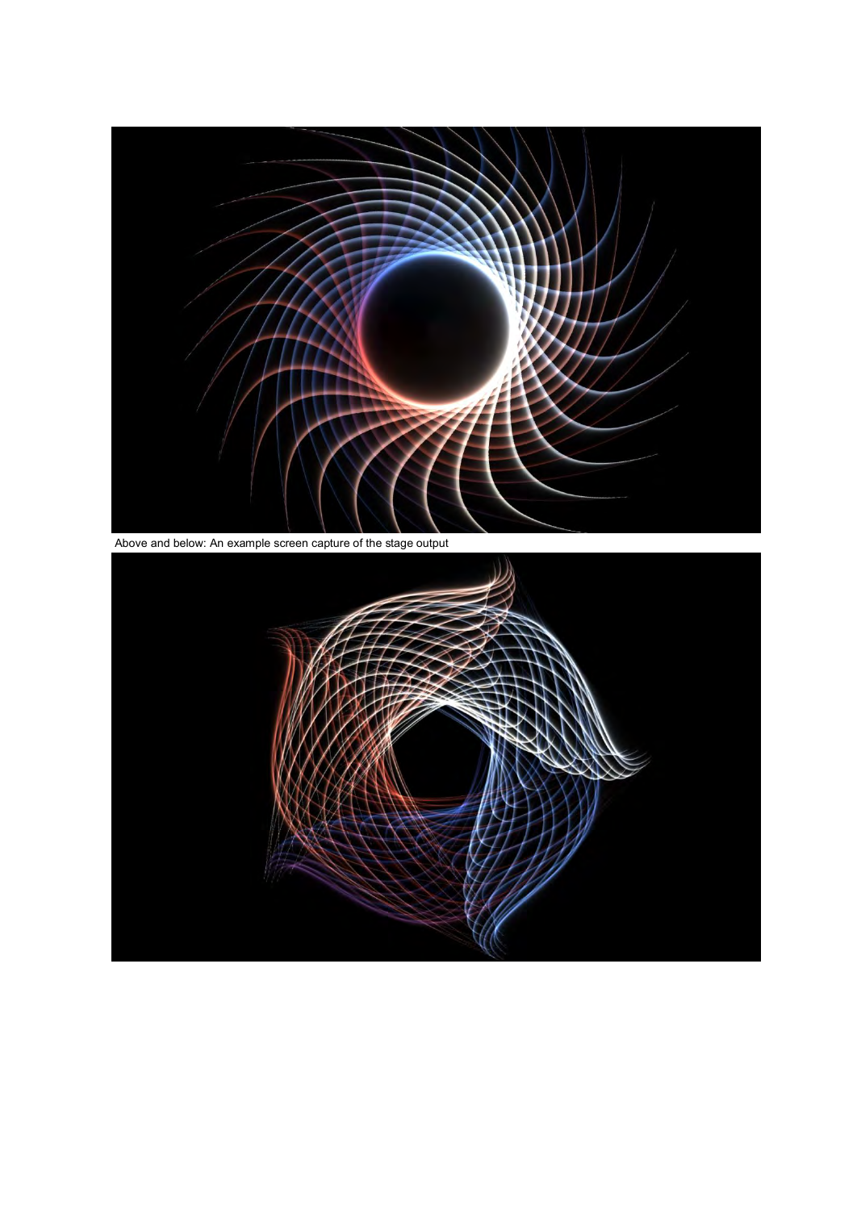Above and below: An example screen capture of the stage output